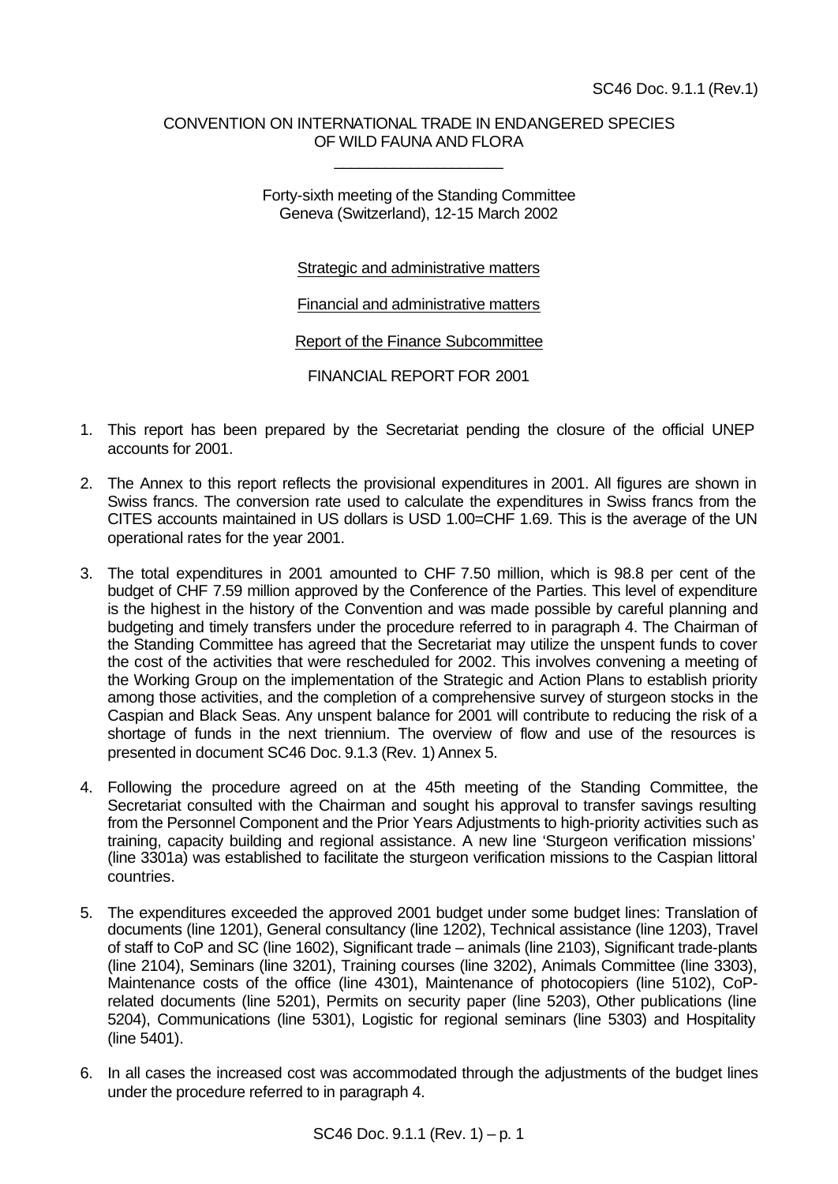SC46 Doc. 9.1.1 (Rev.1)

CONVENTION ON INTERNATIONAL TRADE IN ENDANGERED SPECIES
OF WILD FAUNA AND FLORA

\_\_\_\_\_\_\_\_\_\_\_\_\_\_\_\_\_\_\_\_

Forty-sixth meeting of the Standing Committee
Geneva (Switzerland), 12-15 March 2002

Strategic and administrative matters

Financial and administrative matters

Report of the Finance Subcommittee

FINANCIAL REPORT FOR 2001

1. This report has been prepared by the Secretariat pending the closure of the official UNEP accounts for 2001.

2. The Annex to this report reflects the provisional expenditures in 2001. All figures are shown in Swiss francs. The conversion rate used to calculate the expenditures in Swiss francs from the CITES accounts maintained in US dollars is USD 1.00=CHF 1.69. This is the average of the UN operational rates for the year 2001.

3. The total expenditures in 2001 amounted to CHF 7.50 million, which is 98.8 per cent of the budget of CHF 7.59 million approved by the Conference of the Parties. This level of expenditure is the highest in the history of the Convention and was made possible by careful planning and budgeting and timely transfers under the procedure referred to in paragraph 4. The Chairman of the Standing Committee has agreed that the Secretariat may utilize the unspent funds to cover the cost of the activities that were rescheduled for 2002. This involves convening a meeting of the Working Group on the implementation of the Strategic and Action Plans to establish priority among those activities, and the completion of a comprehensive survey of sturgeon stocks in the Caspian and Black Seas. Any unspent balance for 2001 will contribute to reducing the risk of a shortage of funds in the next triennium. The overview of flow and use of the resources is presented in document SC46 Doc. 9.1.3 (Rev. 1) Annex 5.

4. Following the procedure agreed on at the 45th meeting of the Standing Committee, the Secretariat consulted with the Chairman and sought his approval to transfer savings resulting from the Personnel Component and the Prior Years Adjustments to high-priority activities such as training, capacity building and regional assistance. A new line 'Sturgeon verification missions' (line 3301a) was established to facilitate the sturgeon verification missions to the Caspian littoral countries.

5. The expenditures exceeded the approved 2001 budget under some budget lines: Translation of documents (line 1201), General consultancy (line 1202), Technical assistance (line 1203), Travel of staff to CoP and SC (line 1602), Significant trade – animals (line 2103), Significant trade-plants (line 2104), Seminars (line 3201), Training courses (line 3202), Animals Committee (line 3303), Maintenance costs of the office (line 4301), Maintenance of photocopiers (line 5102), CoP-related documents (line 5201), Permits on security paper (line 5203), Other publications (line 5204), Communications (line 5301), Logistic for regional seminars (line 5303) and Hospitality (line 5401).

6. In all cases the increased cost was accommodated through the adjustments of the budget lines under the procedure referred to in paragraph 4.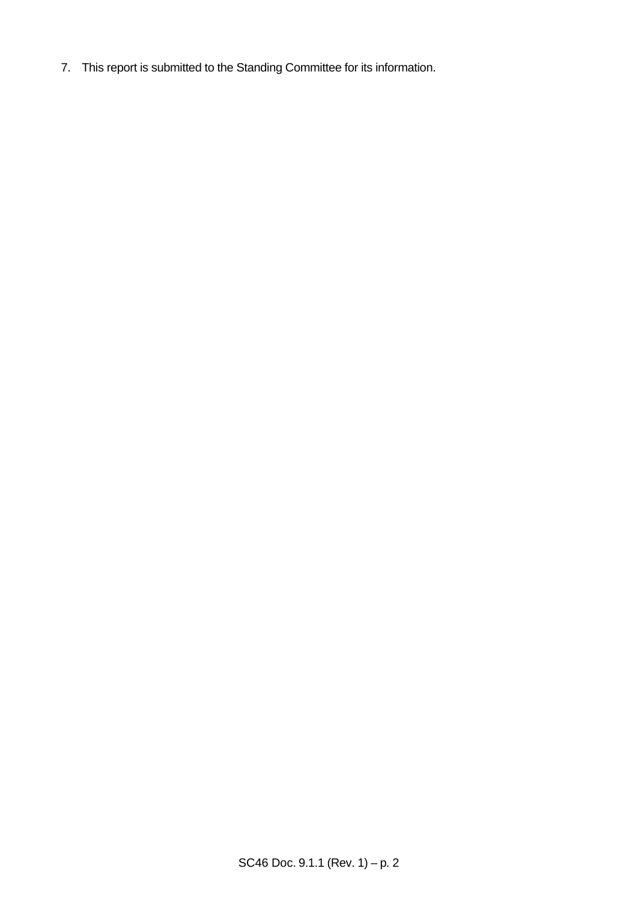7. This report is submitted to the Standing Committee for its information.